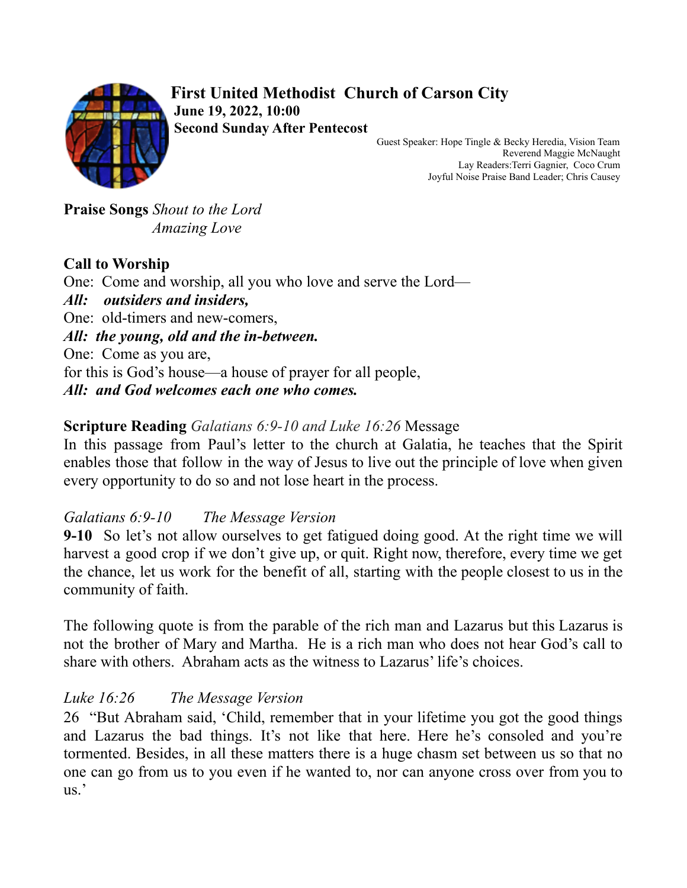# First United Methodist  Church of Carson City

**June 19, 2022, 10:00**

**Second Sunday After Pentecost**

Guest Speaker: Hope Tingle & Becky Heredia, Vision Team
Reverend Maggie McNaught
Lay Readers:Terri Gagnier,  Coco Crum
Joyful Noise Praise Band Leader; Chris Causey

**Praise Songs** *Shout to the Lord*
*Amazing Love*

**Call to Worship**

One:  Come and worship, all you who love and serve the Lord—
***All:   outsiders and insiders,***
One:  old-timers and new-comers,
***All:  the young, old and the in-between.***
One:  Come as you are,
for this is God's house—a house of prayer for all people,
***All:  and God welcomes each one who comes.***

**Scripture Reading** *Galatians 6:9-10 and Luke 16:26* Message

In this passage from Paul's letter to the church at Galatia, he teaches that the Spirit enables those that follow in the way of Jesus to live out the principle of love when given every opportunity to do so and not lose heart in the process.

*Galatians 6:9-10      The Message Version*

**9-10** So let's not allow ourselves to get fatigued doing good. At the right time we will harvest a good crop if we don't give up, or quit. Right now, therefore, every time we get the chance, let us work for the benefit of all, starting with the people closest to us in the community of faith.

The following quote is from the parable of the rich man and Lazarus but this Lazarus is not the brother of Mary and Martha.  He is a rich man who does not hear God's call to share with others.  Abraham acts as the witness to Lazarus' life's choices.

*Luke 16:26      The Message Version*

26  "But Abraham said, 'Child, remember that in your lifetime you got the good things and Lazarus the bad things. It's not like that here. Here he's consoled and you're tormented. Besides, in all these matters there is a huge chasm set between us so that no one can go from us to you even if he wanted to, nor can anyone cross over from you to us.'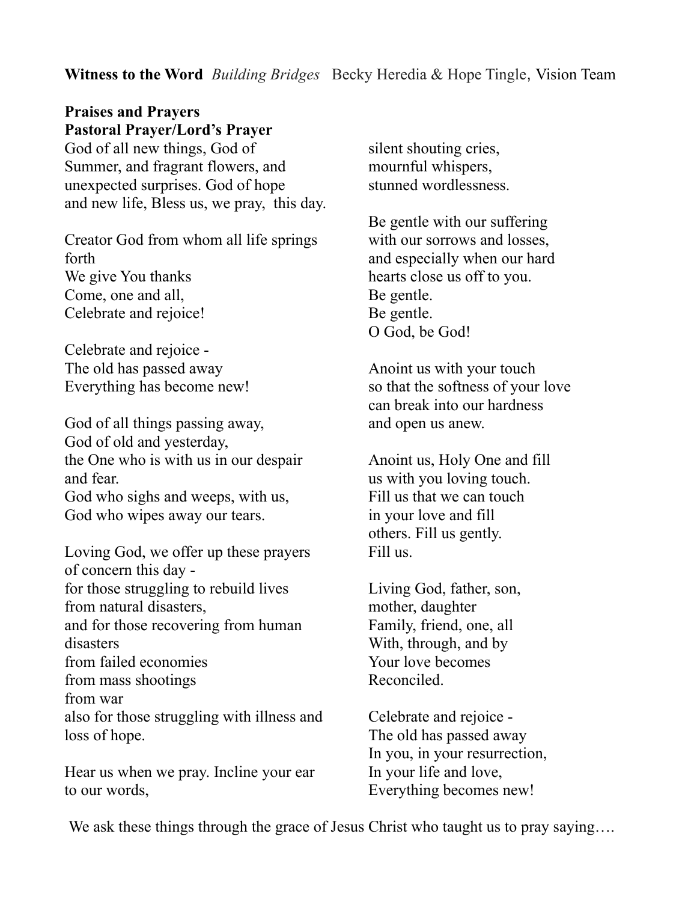**Witness to the Word** *Building Bridges* Becky Heredia & Hope Tingle, Vision Team

**Praises and Prayers**
**Pastoral Prayer/Lord's Prayer**

God of all new things, God of
Summer, and fragrant flowers, and
unexpected surprises. God of hope
and new life, Bless us, we pray, this day.

Creator God from whom all life springs forth
We give You thanks
Come, one and all,
Celebrate and rejoice!

Celebrate and rejoice -
The old has passed away
Everything has become new!

God of all things passing away,
God of old and yesterday,
the One who is with us in our despair and fear.
God who sighs and weeps, with us,
God who wipes away our tears.

Loving God, we offer up these prayers of concern this day -
for those struggling to rebuild lives
from natural disasters,
and for those recovering from human disasters
from failed economies
from mass shootings
from war
also for those struggling with illness and loss of hope.

Hear us when we pray. Incline your ear to our words,
silent shouting cries,
mournful whispers,
stunned wordlessness.

Be gentle with our suffering
with our sorrows and losses,
and especially when our hard
hearts close us off to you.
Be gentle.
Be gentle.
O God, be God!

Anoint us with your touch
so that the softness of your love
can break into our hardness
and open us anew.

Anoint us, Holy One and fill
us with you loving touch.
Fill us that we can touch
in your love and fill
others. Fill us gently.
Fill us.

Living God, father, son,
mother, daughter
Family, friend, one, all
With, through, and by
Your love becomes
Reconciled.

Celebrate and rejoice -
The old has passed away
In you, in your resurrection,
In your life and love,
Everything becomes new!

We ask these things through the grace of Jesus Christ who taught us to pray saying….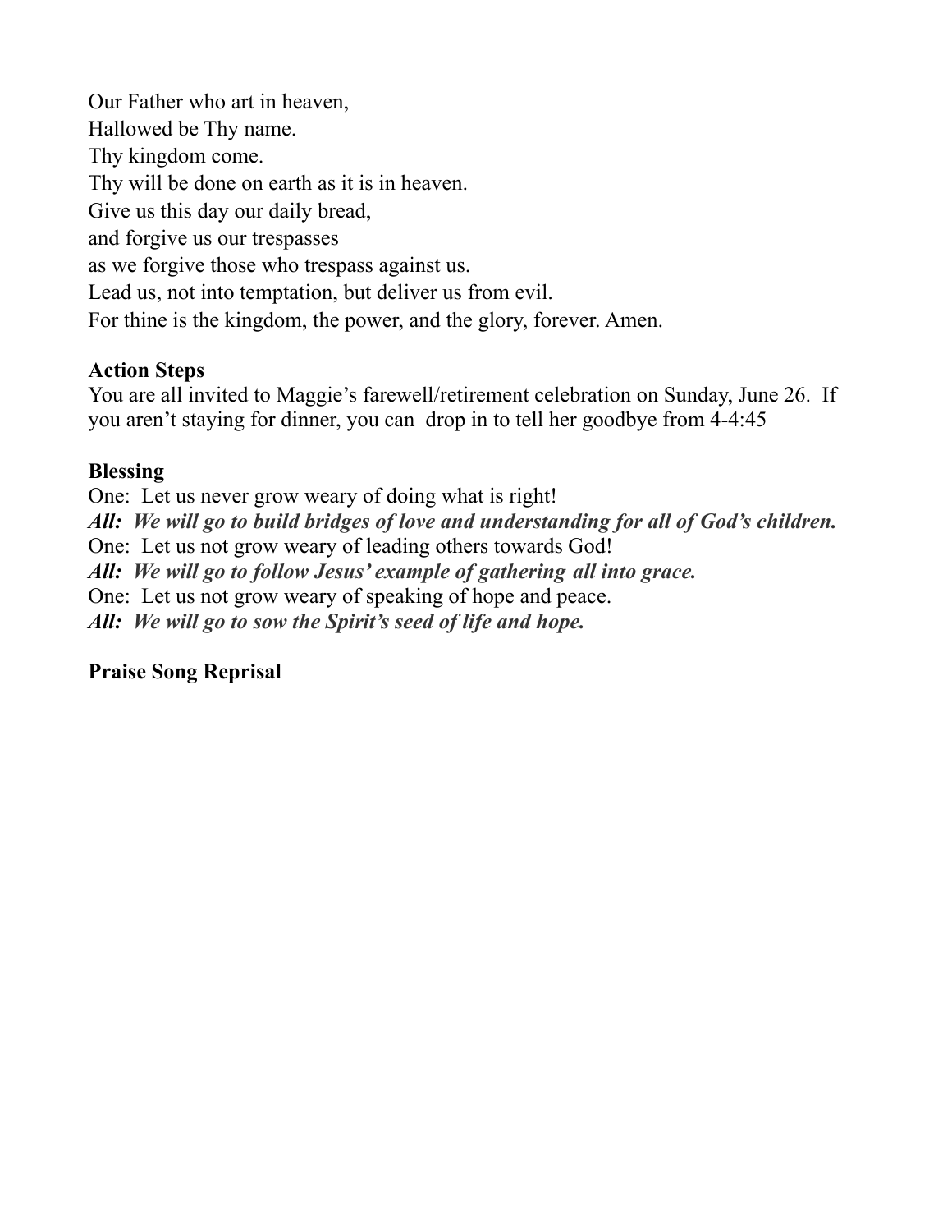Our Father who art in heaven,
Hallowed be Thy name.
Thy kingdom come.
Thy will be done on earth as it is in heaven.
Give us this day our daily bread,
and forgive us our trespasses
as we forgive those who trespass against us.
Lead us, not into temptation, but deliver us from evil.
For thine is the kingdom, the power, and the glory, forever. Amen.

**Action Steps**
You are all invited to Maggie's farewell/retirement celebration on Sunday, June 26. If you aren't staying for dinner, you can drop in to tell her goodbye from 4-4:45

**Blessing**
One: Let us never grow weary of doing what is right!
***All: We will go to build bridges of love and understanding for all of God's children.***
One: Let us not grow weary of leading others towards God!
***All: We will go to follow Jesus' example of gathering all into grace.***
One: Let us not grow weary of speaking of hope and peace.
***All: We will go to sow the Spirit's seed of life and hope.***

**Praise Song Reprisal**